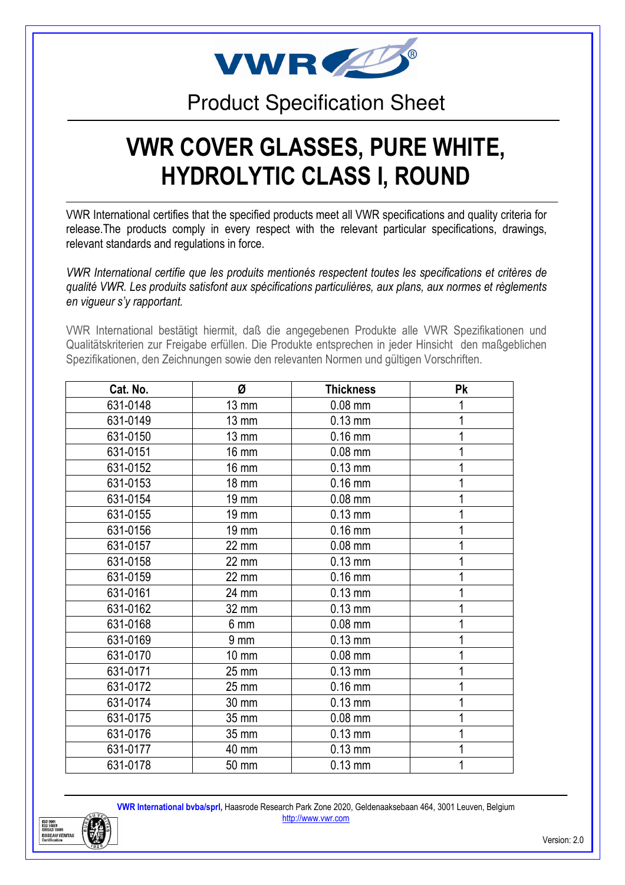VWR

Product Specification Sheet

# VWR COVER GLASSES, PURE WHITE, HYDROLYTIC CLASS I, ROUND

VWR International certifies that the specified products meet all VWR specifications and quality criteria for release.The products comply in every respect with the relevant particular specifications, drawings, relevant standards and regulations in force.

*VWR International certifie que les produits mentionés respectent toutes les specifications et critères de qualité VWR. Les produits satisfont aux spécifications particulières, aux plans, aux normes et règlements en vigueur s'y rapportant.*

VWR International bestätigt hiermit, daß die angegebenen Produkte alle VWR Spezifikationen und Qualitätskriterien zur Freigabe erfüllen. Die Produkte entsprechen in jeder Hinsicht den maßgeblichen Spezifikationen, den Zeichnungen sowie den relevanten Normen und gültigen Vorschriften.

| Cat. No. | Ø | Thickness | Pk |
|---|---|---|---|
| 631-0148 | 13 mm | 0.08 mm | 1 |
| 631-0149 | 13 mm | 0.13 mm | 1 |
| 631-0150 | 13 mm | 0.16 mm | 1 |
| 631-0151 | 16 mm | 0.08 mm | 1 |
| 631-0152 | 16 mm | 0.13 mm | 1 |
| 631-0153 | 18 mm | 0.16 mm | 1 |
| 631-0154 | 19 mm | 0.08 mm | 1 |
| 631-0155 | 19 mm | 0.13 mm | 1 |
| 631-0156 | 19 mm | 0.16 mm | 1 |
| 631-0157 | 22 mm | 0.08 mm | 1 |
| 631-0158 | 22 mm | 0.13 mm | 1 |
| 631-0159 | 22 mm | 0.16 mm | 1 |
| 631-0161 | 24 mm | 0.13 mm | 1 |
| 631-0162 | 32 mm | 0.13 mm | 1 |
| 631-0168 | 6 mm | 0.08 mm | 1 |
| 631-0169 | 9 mm | 0.13 mm | 1 |
| 631-0170 | 10 mm | 0.08 mm | 1 |
| 631-0171 | 25 mm | 0.13 mm | 1 |
| 631-0172 | 25 mm | 0.16 mm | 1 |
| 631-0174 | 30 mm | 0.13 mm | 1 |
| 631-0175 | 35 mm | 0.08 mm | 1 |
| 631-0176 | 35 mm | 0.13 mm | 1 |
| 631-0177 | 40 mm | 0.13 mm | 1 |
| 631-0178 | 50 mm | 0.13 mm | 1 |

**VWR International bvba/sprl,** Haasrode Research Park Zone 2020, Geldenaaksebaan 464, 3001 Leuven, Belgium
http://www.vwr.com

Version: 2.0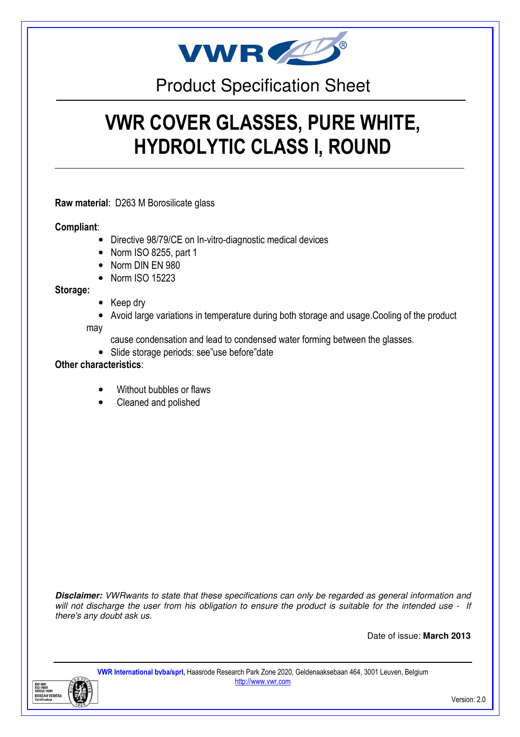Product Specification Sheet

# VWR COVER GLASSES, PURE WHITE, HYDROLYTIC CLASS I, ROUND

**Raw material**: D263 M Borosilicate glass

**Compliant**:

- Directive 98/79/CE on In-vitro-diagnostic medical devices
- Norm ISO 8255, part 1
- Norm DIN EN 980
- Norm ISO 15223

**Storage:**

- Keep dry
- Avoid large variations in temperature during both storage and usage.Cooling of the product may cause condensation and lead to condensed water forming between the glasses.
- Slide storage periods: see"use before"date

**Other characteristics**:

- Without bubbles or flaws
- Cleaned and polished

***Disclaimer:*** *VWRwants to state that these specifications can only be regarded as general information and will not discharge the user from his obligation to ensure the product is suitable for the intended use - If there's any doubt ask us.*

Date of issue: **March 2013**

**VWR International bvba/sprl,** Haasrode Research Park Zone 2020, Geldenaaksebaan 464, 3001 Leuven, Belgium
http://www.vwr.com

Version: 2.0